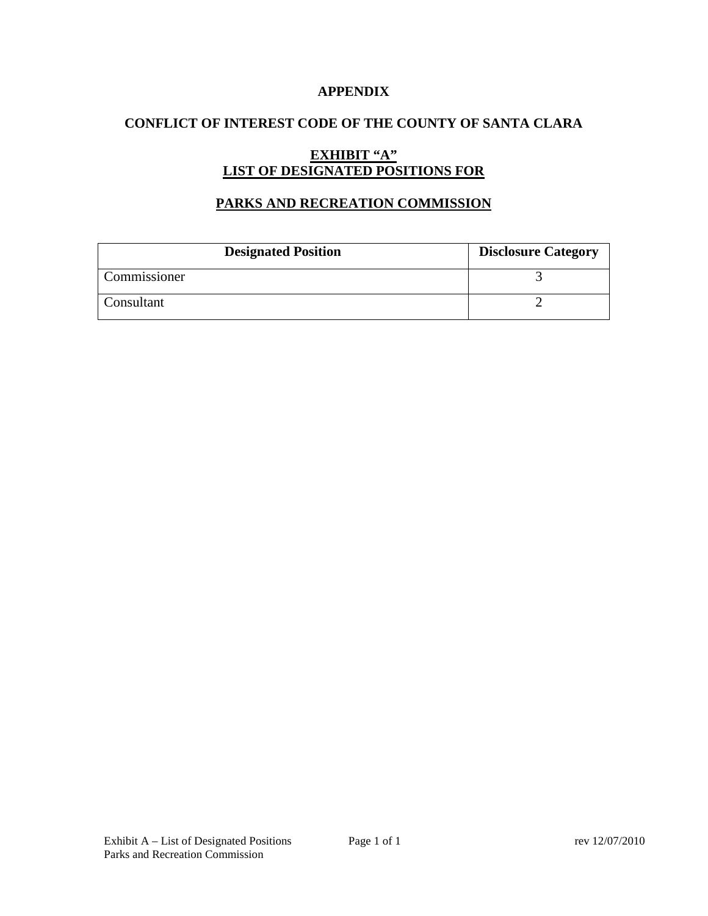# APPENDIX

## CONFLICT OF INTEREST CODE OF THE COUNTY OF SANTA CLARA

## EXHIBIT "A"
## LIST OF DESIGNATED POSITIONS FOR

## PARKS AND RECREATION COMMISSION

| Designated Position | Disclosure Category |
|---|---|
| Commissioner | 3 |
| Consultant | 2 |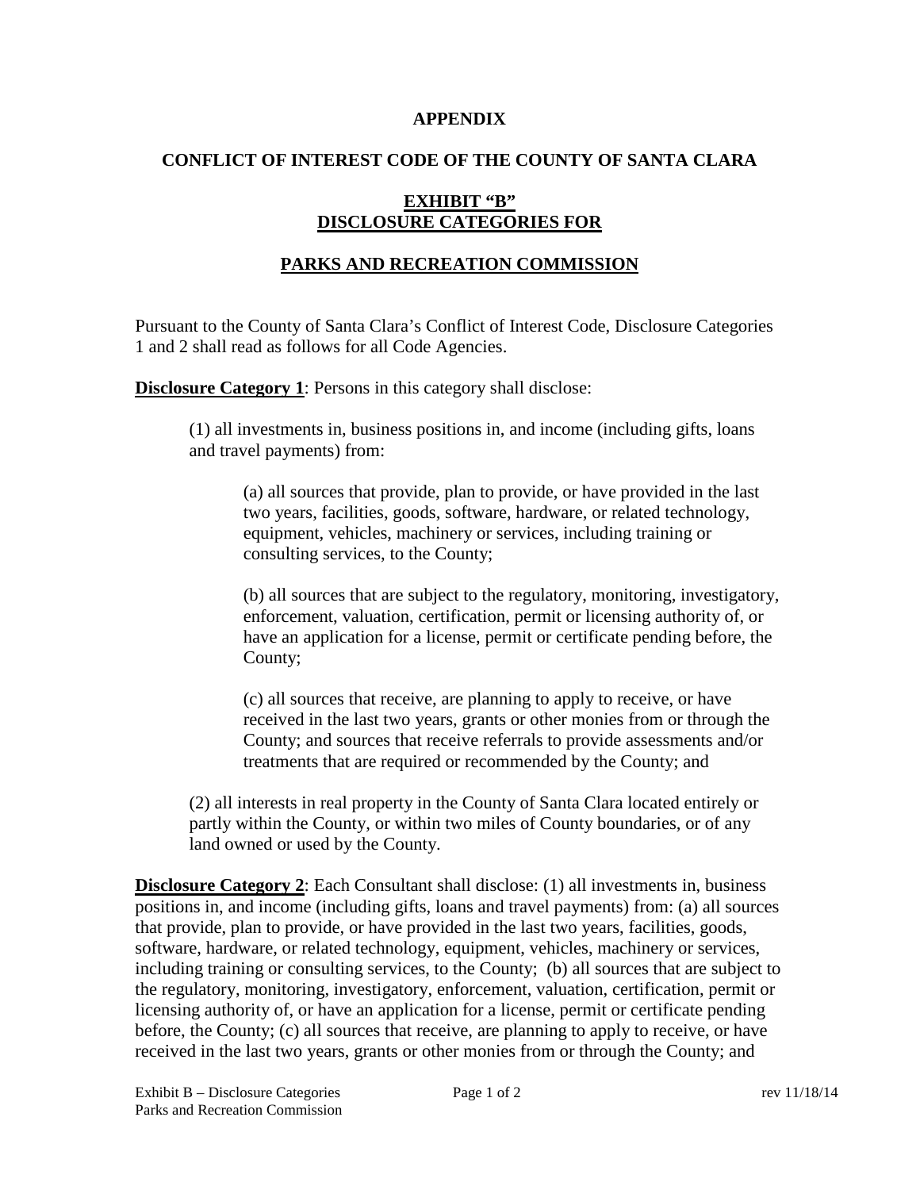**APPENDIX**

**CONFLICT OF INTEREST CODE OF THE COUNTY OF SANTA CLARA**

**EXHIBIT "B"**
**DISCLOSURE CATEGORIES FOR**

**PARKS AND RECREATION COMMISSION**

Pursuant to the County of Santa Clara's Conflict of Interest Code, Disclosure Categories 1 and 2 shall read as follows for all Code Agencies.

**Disclosure Category 1**: Persons in this category shall disclose:

> (1) all investments in, business positions in, and income (including gifts, loans and travel payments) from:
>
> > (a) all sources that provide, plan to provide, or have provided in the last two years, facilities, goods, software, hardware, or related technology, equipment, vehicles, machinery or services, including training or consulting services, to the County;
> >
> > (b) all sources that are subject to the regulatory, monitoring, investigatory, enforcement, valuation, certification, permit or licensing authority of, or have an application for a license, permit or certificate pending before, the County;
> >
> > (c) all sources that receive, are planning to apply to receive, or have received in the last two years, grants or other monies from or through the County; and sources that receive referrals to provide assessments and/or treatments that are required or recommended by the County; and
>
> (2) all interests in real property in the County of Santa Clara located entirely or partly within the County, or within two miles of County boundaries, or of any land owned or used by the County.

**Disclosure Category 2**: Each Consultant shall disclose: (1) all investments in, business positions in, and income (including gifts, loans and travel payments) from: (a) all sources that provide, plan to provide, or have provided in the last two years, facilities, goods, software, hardware, or related technology, equipment, vehicles, machinery or services, including training or consulting services, to the County; (b) all sources that are subject to the regulatory, monitoring, investigatory, enforcement, valuation, certification, permit or licensing authority of, or have an application for a license, permit or certificate pending before, the County; (c) all sources that receive, are planning to apply to receive, or have received in the last two years, grants or other monies from or through the County; and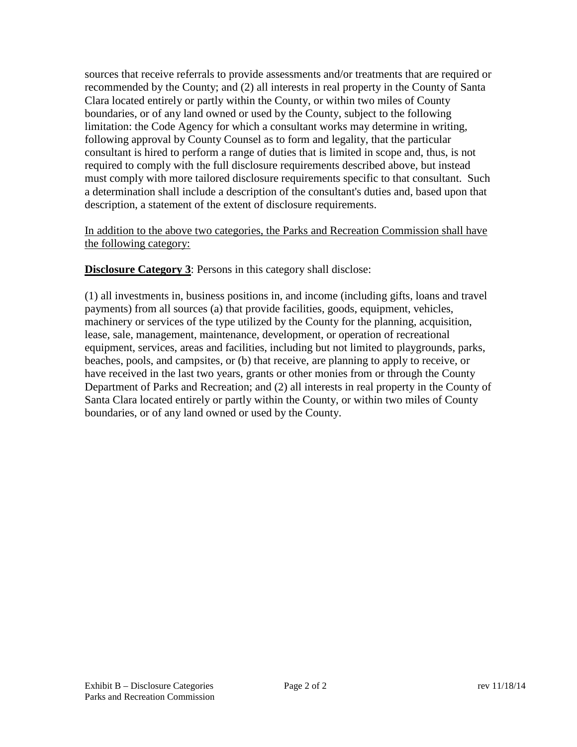sources that receive referrals to provide assessments and/or treatments that are required or recommended by the County; and (2) all interests in real property in the County of Santa Clara located entirely or partly within the County, or within two miles of County boundaries, or of any land owned or used by the County, subject to the following limitation: the Code Agency for which a consultant works may determine in writing, following approval by County Counsel as to form and legality, that the particular consultant is hired to perform a range of duties that is limited in scope and, thus, is not required to comply with the full disclosure requirements described above, but instead must comply with more tailored disclosure requirements specific to that consultant. Such a determination shall include a description of the consultant's duties and, based upon that description, a statement of the extent of disclosure requirements.

<u>In addition to the above two categories, the Parks and Recreation Commission shall have the following category:</u>

**<u>Disclosure Category 3</u>**: Persons in this category shall disclose:

(1) all investments in, business positions in, and income (including gifts, loans and travel payments) from all sources (a) that provide facilities, goods, equipment, vehicles, machinery or services of the type utilized by the County for the planning, acquisition, lease, sale, management, maintenance, development, or operation of recreational equipment, services, areas and facilities, including but not limited to playgrounds, parks, beaches, pools, and campsites, or (b) that receive, are planning to apply to receive, or have received in the last two years, grants or other monies from or through the County Department of Parks and Recreation; and (2) all interests in real property in the County of Santa Clara located entirely or partly within the County, or within two miles of County boundaries, or of any land owned or used by the County.